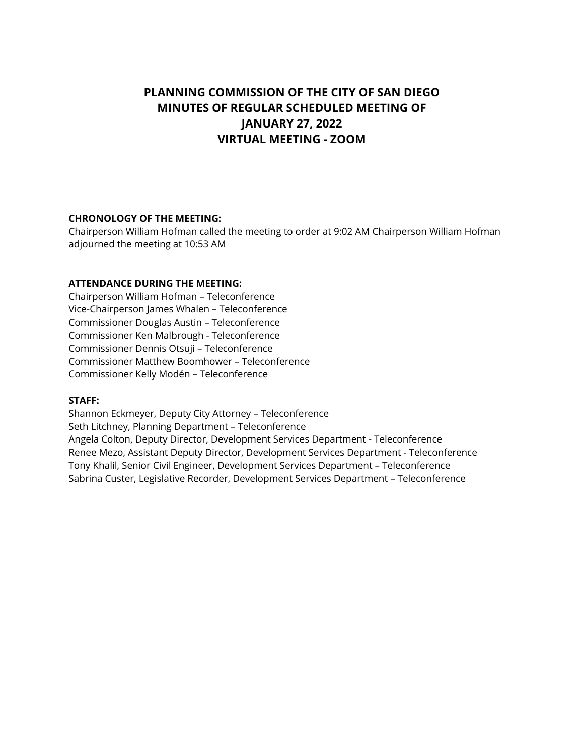# PLANNING COMMISSION OF THE CITY OF SAN DIEGO
# MINUTES OF REGULAR SCHEDULED MEETING OF
# JANUARY 27, 2022
# VIRTUAL MEETING - ZOOM

**CHRONOLOGY OF THE MEETING:**

Chairperson William Hofman called the meeting to order at 9:02 AM Chairperson William Hofman adjourned the meeting at 10:53 AM

**ATTENDANCE DURING THE MEETING:**

Chairperson William Hofman – Teleconference
Vice-Chairperson James Whalen – Teleconference
Commissioner Douglas Austin – Teleconference
Commissioner Ken Malbrough - Teleconference
Commissioner Dennis Otsuji – Teleconference
Commissioner Matthew Boomhower – Teleconference
Commissioner Kelly Modén – Teleconference

**STAFF:**

Shannon Eckmeyer, Deputy City Attorney – Teleconference
Seth Litchney, Planning Department – Teleconference
Angela Colton, Deputy Director, Development Services Department - Teleconference
Renee Mezo, Assistant Deputy Director, Development Services Department - Teleconference
Tony Khalil, Senior Civil Engineer, Development Services Department – Teleconference
Sabrina Custer, Legislative Recorder, Development Services Department – Teleconference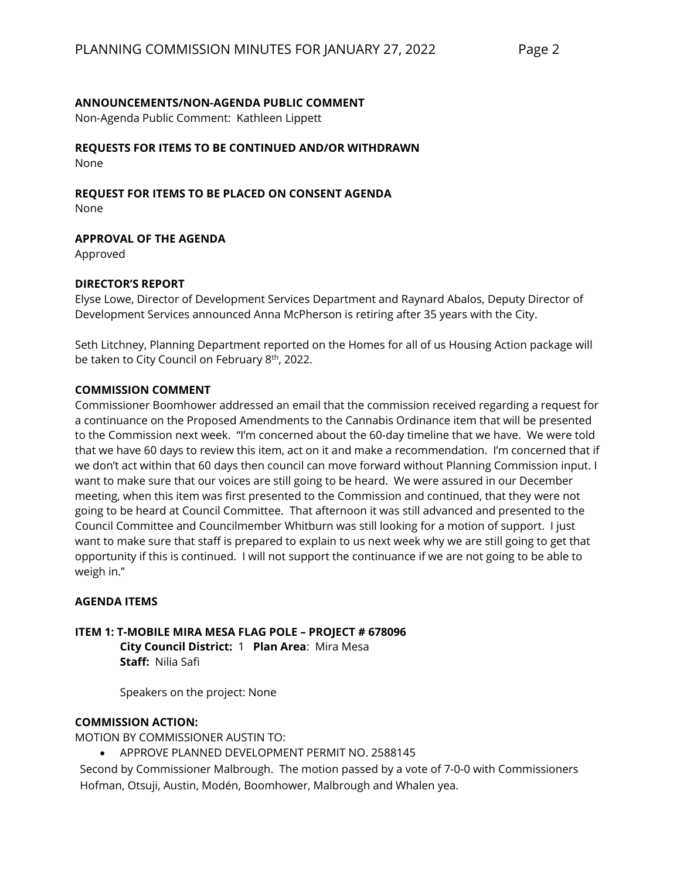**ANNOUNCEMENTS/NON-AGENDA PUBLIC COMMENT**

Non-Agenda Public Comment: Kathleen Lippett

**REQUESTS FOR ITEMS TO BE CONTINUED AND/OR WITHDRAWN**

None

**REQUEST FOR ITEMS TO BE PLACED ON CONSENT AGENDA**

None

**APPROVAL OF THE AGENDA**

Approved

**DIRECTOR'S REPORT**

Elyse Lowe, Director of Development Services Department and Raynard Abalos, Deputy Director of Development Services announced Anna McPherson is retiring after 35 years with the City.

Seth Litchney, Planning Department reported on the Homes for all of us Housing Action package will be taken to City Council on February 8th, 2022.

**COMMISSION COMMENT**

Commissioner Boomhower addressed an email that the commission received regarding a request for a continuance on the Proposed Amendments to the Cannabis Ordinance item that will be presented to the Commission next week. "I'm concerned about the 60-day timeline that we have. We were told that we have 60 days to review this item, act on it and make a recommendation. I'm concerned that if we don't act within that 60 days then council can move forward without Planning Commission input. I want to make sure that our voices are still going to be heard. We were assured in our December meeting, when this item was first presented to the Commission and continued, that they were not going to be heard at Council Committee. That afternoon it was still advanced and presented to the Council Committee and Councilmember Whitburn was still looking for a motion of support. I just want to make sure that staff is prepared to explain to us next week why we are still going to get that opportunity if this is continued. I will not support the continuance if we are not going to be able to weigh in."

**AGENDA ITEMS**

**ITEM 1: T-MOBILE MIRA MESA FLAG POLE – PROJECT # 678096**

**City Council District:** 1 **Plan Area**: Mira Mesa
**Staff:** Nilia Safi

Speakers on the project: None

**COMMISSION ACTION:**

MOTION BY COMMISSIONER AUSTIN TO:

- APPROVE PLANNED DEVELOPMENT PERMIT NO. 2588145

Second by Commissioner Malbrough. The motion passed by a vote of 7-0-0 with Commissioners Hofman, Otsuji, Austin, Modén, Boomhower, Malbrough and Whalen yea.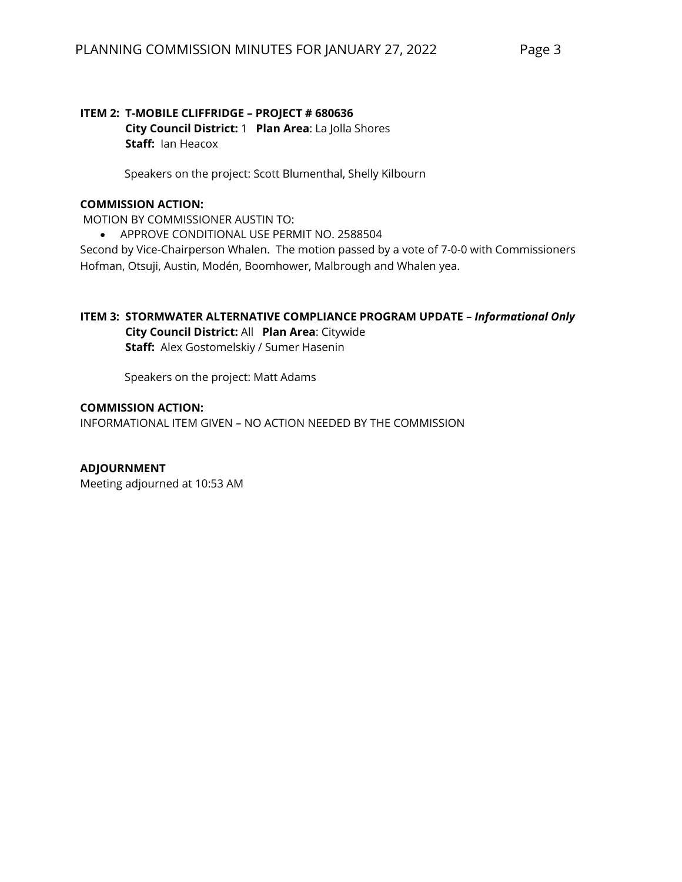**ITEM 2: T-MOBILE CLIFFRIDGE – PROJECT # 680636**
**City Council District:** 1 **Plan Area**: La Jolla Shores
**Staff:** Ian Heacox

Speakers on the project: Scott Blumenthal, Shelly Kilbourn

**COMMISSION ACTION:**
MOTION BY COMMISSIONER AUSTIN TO:

- APPROVE CONDITIONAL USE PERMIT NO. 2588504

Second by Vice-Chairperson Whalen. The motion passed by a vote of 7-0-0 with Commissioners Hofman, Otsuji, Austin, Modén, Boomhower, Malbrough and Whalen yea.

**ITEM 3: STORMWATER ALTERNATIVE COMPLIANCE PROGRAM UPDATE – *Informational Only***
**City Council District:** All **Plan Area**: Citywide
**Staff:** Alex Gostomelskiy / Sumer Hasenin

Speakers on the project: Matt Adams

**COMMISSION ACTION:**
INFORMATIONAL ITEM GIVEN – NO ACTION NEEDED BY THE COMMISSION

**ADJOURNMENT**
Meeting adjourned at 10:53 AM